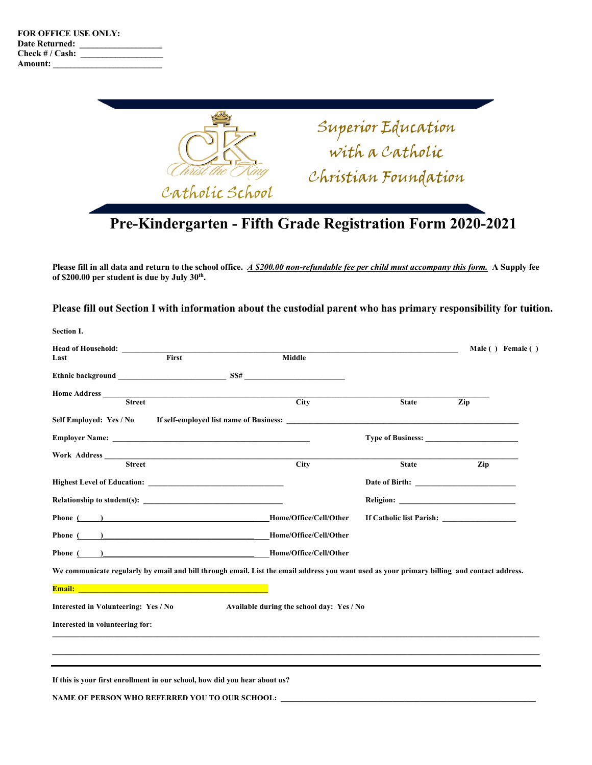**FOR OFFICE USE ONLY:**
**Date Returned:** ___________________
**Check # / Cash:** ___________________
**Amount:** _________________________

Christ the King Catholic School

Superior Education with a Catholic Christian Foundation

# Pre-Kindergarten - Fifth Grade Registration Form 2020-2021

**Please fill in all data and return to the school office.** ***A $200.00 non-refundable fee per child must accompany this form.*** **A Supply fee of $200.00 per student is due by July 30th.**

### Please fill out Section I with information about the custodial parent who has primary responsibility for tuition.

**Section I.**

**Head of Household:** ______________________________________________________________ **Male ( ) Female ( )**
**Last** **First** **Middle**

**Ethnic background** ___________________________ **SS#** _________________________

**Home Address** ____________________________________________________________________________
**Street** **City** **State** **Zip**

**Self Employed: Yes / No** **If self-employed list name of Business:** _________________________________________

**Employer Name:** _________________________________________________ **Type of Business:** ______________________

**Work Address** ____________________________________________________________________________
**Street** **City** **State** **Zip**

**Highest Level of Education:** _________________________________ **Date of Birth:** _________________________

**Relationship to student(s):** _________________________________ **Religion:** _____________________________

**Phone (\_\_\_\_\_)** _______________________________________ **Home/Office/Cell/Other** **If Catholic list Parish:** __________________

**Phone (\_\_\_\_\_)** _______________________________________ **Home/Office/Cell/Other**

**Phone (\_\_\_\_\_)** _______________________________________ **Home/Office/Cell/Other**

**We communicate regularly by email and bill through email. List the email address you want used as your primary billing and contact address.**

**Email:** _______________________________________________

**Interested in Volunteering: Yes / No** **Available during the school day: Yes / No**

**Interested in volunteering for:**

______________________________________________________________________________________________

______________________________________________________________________________________________

---

**If this is your first enrollment in our school, how did you hear about us?**

**NAME OF PERSON WHO REFERRED YOU TO OUR SCHOOL:** _______________________________________________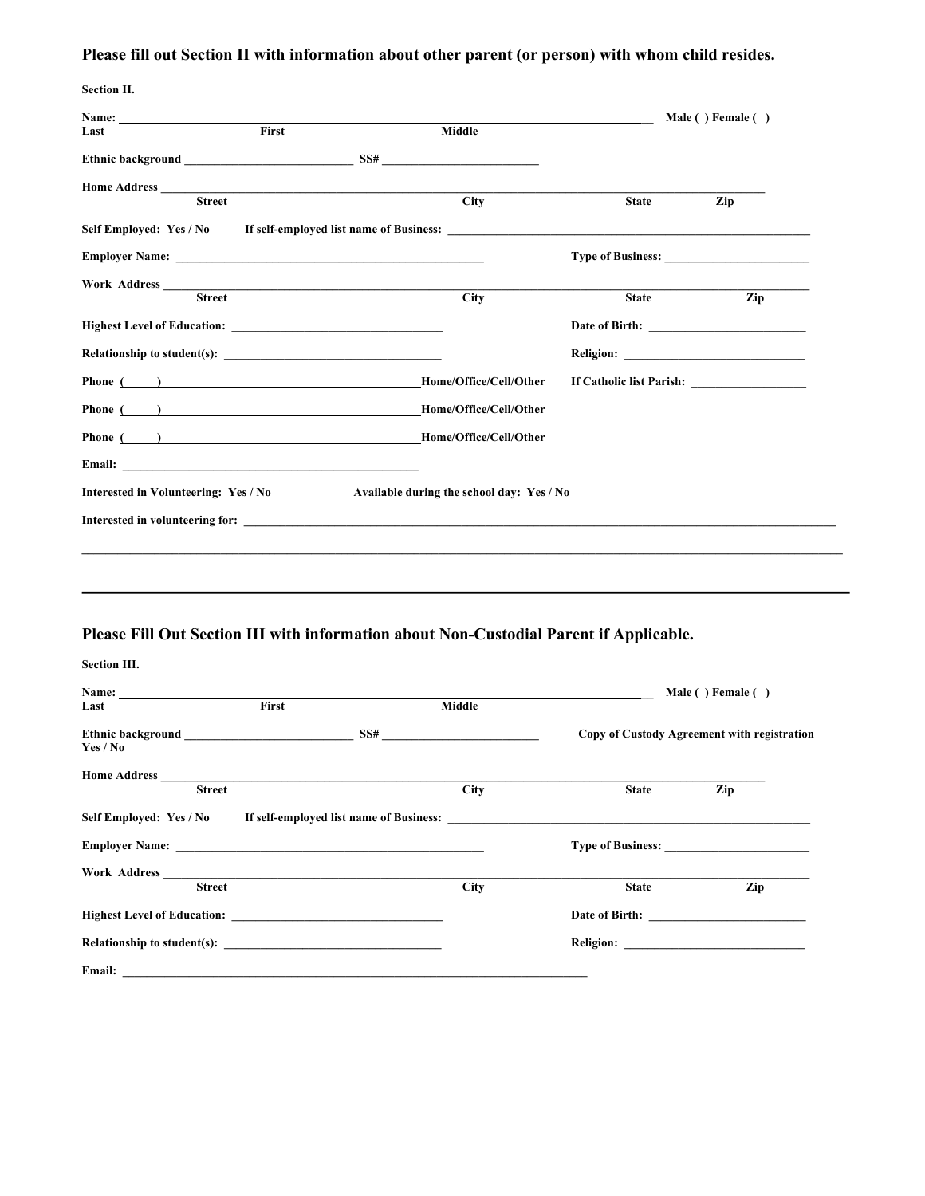**Please fill out Section II with information about other parent (or person) with whom child resides.**

**Section II.**

**Name:** ______________________________________________________________ **Male ( ) Female ( )**
**Last** **First** **Middle**

**Ethnic background** ___________________________ **SS#** _________________________

**Home Address** ______________________________________________________________________________
**Street** **City** **State** **Zip**

**Self Employed: Yes / No** **If self-employed list name of Business:** ____________________________________________

**Employer Name:** _________________________________________________ **Type of Business:** _______________________

**Work Address** ________________________________________________________________________________
**Street** **City** **State** **Zip**

**Highest Level of Education:** _________________________________ **Date of Birth:** _________________________

**Relationship to student(s):** _________________________________ **Religion:** _____________________________

**Phone (     )** ________________________________ **Home/Office/Cell/Other** **If Catholic list Parish:** __________________

**Phone (     )** ________________________________ **Home/Office/Cell/Other**

**Phone (     )** ________________________________ **Home/Office/Cell/Other**

**Email:** _______________________________________________

**Interested in Volunteering: Yes / No** **Available during the school day: Yes / No**

**Interested in volunteering for:** ______________________________________________________________________________

_____________________________________________________________________________________________________

---

**Please Fill Out Section III with information about Non-Custodial Parent if Applicable.**

**Section III.**

**Name:** ______________________________________________________________ **Male ( ) Female ( )**
**Last** **First** **Middle**

**Ethnic background** ___________________________ **SS#** _________________________ **Copy of Custody Agreement with registration Yes / No**

**Home Address** ______________________________________________________________________________
**Street** **City** **State** **Zip**

**Self Employed: Yes / No** **If self-employed list name of Business:** ____________________________________________

**Employer Name:** _________________________________________________ **Type of Business:** _______________________

**Work Address** ________________________________________________________________________________
**Street** **City** **State** **Zip**

**Highest Level of Education:** _________________________________ **Date of Birth:** _________________________

**Relationship to student(s):** _________________________________ **Religion:** _____________________________

**Email:** ___________________________________________________________________________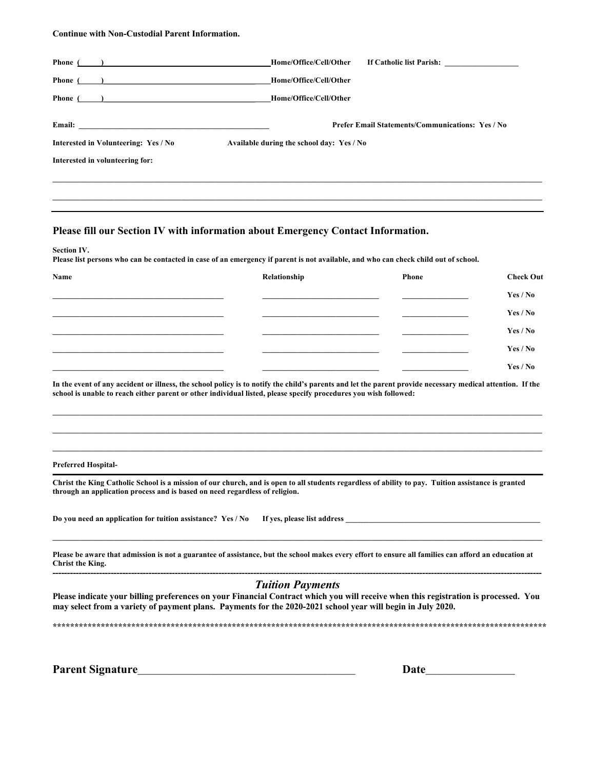**Continue with Non-Custodial Parent Information.**

**Phone (\_\_\_\_\_)\_\_\_\_\_\_\_\_\_\_\_\_\_\_\_\_\_\_\_\_\_\_\_\_\_\_\_\_\_\_\_\_\_\_\_\_\_\_Home/Office/Cell/Other** **If Catholic list Parish: \_\_\_\_\_\_\_\_\_\_\_\_\_\_\_\_\_\_\_**

**Phone (\_\_\_\_\_)\_\_\_\_\_\_\_\_\_\_\_\_\_\_\_\_\_\_\_\_\_\_\_\_\_\_\_\_\_\_\_\_\_\_\_\_\_\_Home/Office/Cell/Other**

**Phone (\_\_\_\_\_)\_\_\_\_\_\_\_\_\_\_\_\_\_\_\_\_\_\_\_\_\_\_\_\_\_\_\_\_\_\_\_\_\_\_\_\_\_\_Home/Office/Cell/Other**

**Email: \_\_\_\_\_\_\_\_\_\_\_\_\_\_\_\_\_\_\_\_\_\_\_\_\_\_\_\_\_\_\_\_\_\_\_\_\_\_\_\_\_\_\_\_\_\_\_** **Prefer Email Statements/Communications: Yes / No**

**Interested in Volunteering: Yes / No** **Available during the school day: Yes / No**

**Interested in volunteering for:**

\_\_\_\_\_\_\_\_\_\_\_\_\_\_\_\_\_\_\_\_\_\_\_\_\_\_\_\_\_\_\_\_\_\_\_\_\_\_\_\_\_\_\_\_\_\_\_\_\_\_\_\_\_\_\_\_\_\_\_\_\_\_\_\_\_\_\_\_\_\_\_\_\_\_\_\_\_\_\_\_\_\_\_\_\_\_\_\_\_\_\_\_\_\_\_\_

\_\_\_\_\_\_\_\_\_\_\_\_\_\_\_\_\_\_\_\_\_\_\_\_\_\_\_\_\_\_\_\_\_\_\_\_\_\_\_\_\_\_\_\_\_\_\_\_\_\_\_\_\_\_\_\_\_\_\_\_\_\_\_\_\_\_\_\_\_\_\_\_\_\_\_\_\_\_\_\_\_\_\_\_\_\_\_\_\_\_\_\_\_\_\_\_

## Please fill our Section IV with information about Emergency Contact Information.

**Section IV.**
**Please list persons who can be contacted in case of an emergency if parent is not available, and who can check child out of school.**

| Name | Relationship | Phone | Check Out |
|---|---|---|---|
| | | | Yes / No |
| | | | Yes / No |
| | | | Yes / No |
| | | | Yes / No |
| | | | Yes / No |

**In the event of any accident or illness, the school policy is to notify the child's parents and let the parent provide necessary medical attention. If the school is unable to reach either parent or other individual listed, please specify procedures you wish followed:**

\_\_\_\_\_\_\_\_\_\_\_\_\_\_\_\_\_\_\_\_\_\_\_\_\_\_\_\_\_\_\_\_\_\_\_\_\_\_\_\_\_\_\_\_\_\_\_\_\_\_\_\_\_\_\_\_\_\_\_\_\_\_\_\_\_\_\_\_\_\_\_\_\_\_\_\_\_\_\_\_\_\_\_\_\_\_\_\_\_\_\_\_\_\_\_\_

\_\_\_\_\_\_\_\_\_\_\_\_\_\_\_\_\_\_\_\_\_\_\_\_\_\_\_\_\_\_\_\_\_\_\_\_\_\_\_\_\_\_\_\_\_\_\_\_\_\_\_\_\_\_\_\_\_\_\_\_\_\_\_\_\_\_\_\_\_\_\_\_\_\_\_\_\_\_\_\_\_\_\_\_\_\_\_\_\_\_\_\_\_\_\_\_

\_\_\_\_\_\_\_\_\_\_\_\_\_\_\_\_\_\_\_\_\_\_\_\_\_\_\_\_\_\_\_\_\_\_\_\_\_\_\_\_\_\_\_\_\_\_\_\_\_\_\_\_\_\_\_\_\_\_\_\_\_\_\_\_\_\_\_\_\_\_\_\_\_\_\_\_\_\_\_\_\_\_\_\_\_\_\_\_\_\_\_\_\_\_\_\_

**Preferred Hospital-**

**Christ the King Catholic School is a mission of our church, and is open to all students regardless of ability to pay. Tuition assistance is granted through an application process and is based on need regardless of religion.**

**Do you need an application for tuition assistance? Yes / No** **If yes, please list address \_\_\_\_\_\_\_\_\_\_\_\_\_\_\_\_\_\_\_\_\_\_\_\_\_\_\_\_\_\_\_\_\_\_\_\_\_\_\_\_\_\_\_\_\_\_\_\_\_\_**

\_\_\_\_\_\_\_\_\_\_\_\_\_\_\_\_\_\_\_\_\_\_\_\_\_\_\_\_\_\_\_\_\_\_\_\_\_\_\_\_\_\_\_\_\_\_\_\_\_\_\_\_\_\_\_\_\_\_\_\_\_\_\_\_\_\_\_\_\_\_\_\_\_\_\_\_\_\_\_\_\_\_\_\_\_\_\_\_\_\_\_\_\_\_\_\_

**Please be aware that admission is not a guarantee of assistance, but the school makes every effort to ensure all families can afford an education at Christ the King.**

---

### *Tuition Payments*

**Please indicate your billing preferences on your Financial Contract which you will receive when this registration is processed. You may select from a variety of payment plans. Payments for the 2020-2021 school year will begin in July 2020.**

*****************************************************************************************************************

**Parent Signature\_\_\_\_\_\_\_\_\_\_\_\_\_\_\_\_\_\_\_\_\_\_\_\_\_\_\_\_\_\_\_\_\_\_\_\_\_\_\_\_** **Date\_\_\_\_\_\_\_\_\_\_\_\_\_\_\_\_**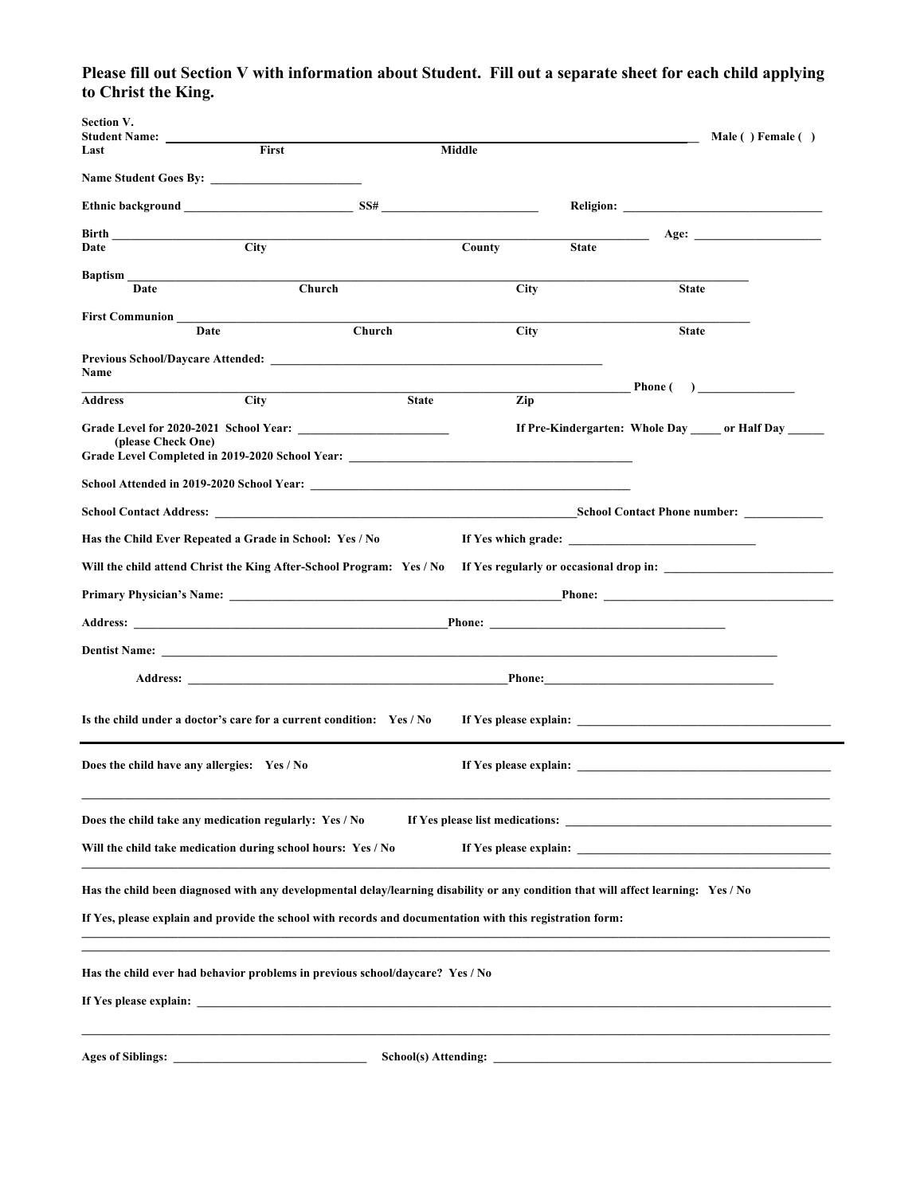**Please fill out Section V with information about Student. Fill out a separate sheet for each child applying to Christ the King.**

**Section V.**

**Student Name:** ____________________________________________ **Male ( ) Female ( )**
**Last First Middle**

**Name Student Goes By:** ________________________

**Ethnic background** ___________________________ **SS#** ________________________ **Religion:** ________________________________

**Birth** ______________________________________________________________________ **Age:** ____________________
**Date City County State**

**Baptism** ___________________________________________________________________________
**Date Church City State**

**First Communion** ____________________________________________________________________
**Date Church City State**

**Previous School/Daycare Attended:** ____________________________________________
**Name**

________________________________________________________________________ **Phone ( )** _______________
**Address City State Zip**

**Grade Level for 2020-2021 School Year:** ________________________ **If Pre-Kindergarten: Whole Day _____ or Half Day ______**
**(please Check One)**

**Grade Level Completed in 2019-2020 School Year:** ______________________________________________

**School Attended in 2019-2020 School Year:** ____________________________________________________

**School Contact Address:** ___________________________________________________________**School Contact Phone number:** _____________

**Has the Child Ever Repeated a Grade in School: Yes / No** **If Yes which grade:** ______________________________

**Will the child attend Christ the King After-School Program: Yes / No** **If Yes regularly or occasional drop in:** ___________________________

**Primary Physician's Name:** ________________________________________________________**Phone:** ____________________________________

**Address:** ____________________________________________________**Phone:** ______________________________________

**Dentist Name:** ______________________________________________________________________________________________________

**Address:** ____________________________________________________**Phone:**_____________________________________

**Is the child under a doctor's care for a current condition: Yes / No** **If Yes please explain:** _________________________________________

---

**Does the child have any allergies: Yes / No** **If Yes please explain:** _________________________________________

______________________________________________________________________________________________________________

**Does the child take any medication regularly: Yes / No** **If Yes please list medications:** ___________________________________________

**Will the child take medication during school hours: Yes / No** **If Yes please explain:** _________________________________________

______________________________________________________________________________________________________________

**Has the child been diagnosed with any developmental delay/learning disability or any condition that will affect learning: Yes / No**

**If Yes, please explain and provide the school with records and documentation with this registration form:**

______________________________________________________________________________________________________________

______________________________________________________________________________________________________________

**Has the child ever had behavior problems in previous school/daycare? Yes / No**

**If Yes please explain:** ______________________________________________________________________________________________

______________________________________________________________________________________________________________

**Ages of Siblings:** _______________________________ **School(s) Attending:** ______________________________________________________